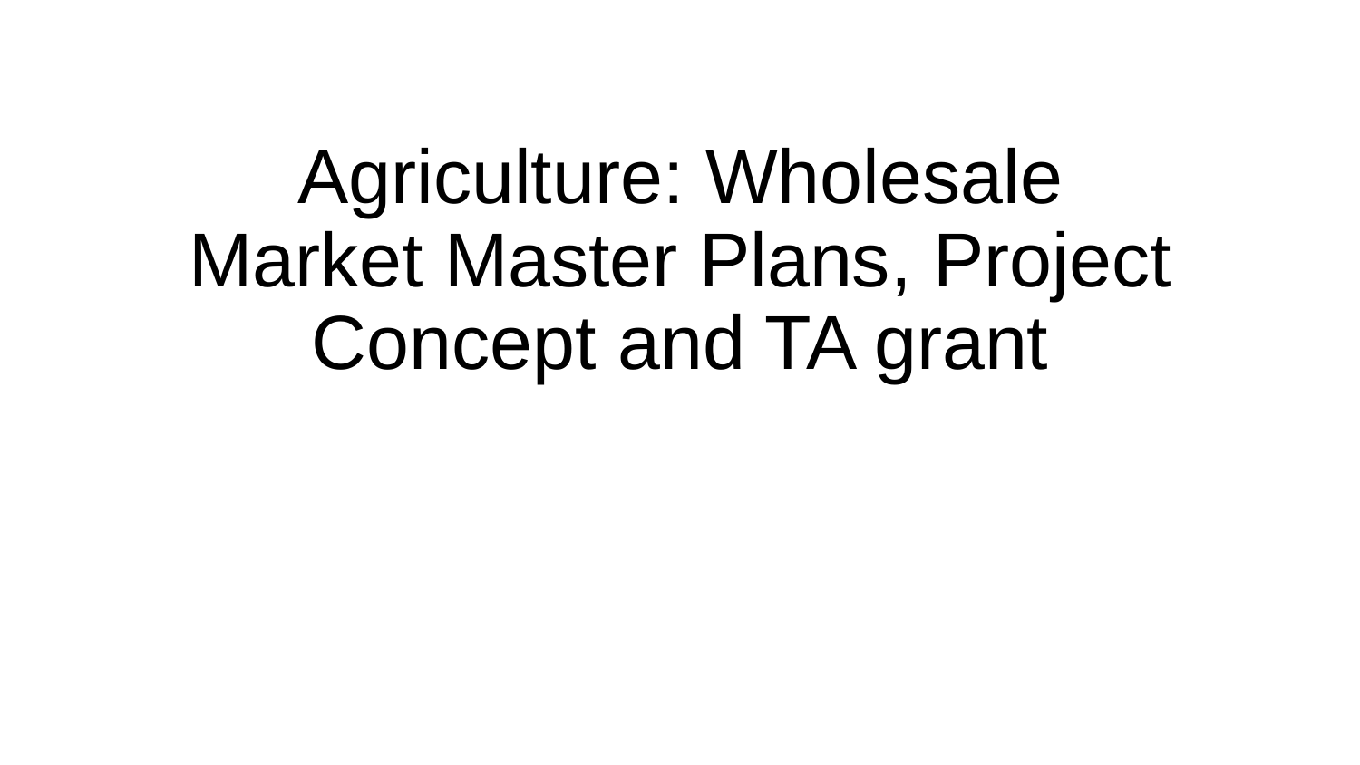# Agriculture: Wholesale Market Master Plans, Project Concept and TA grant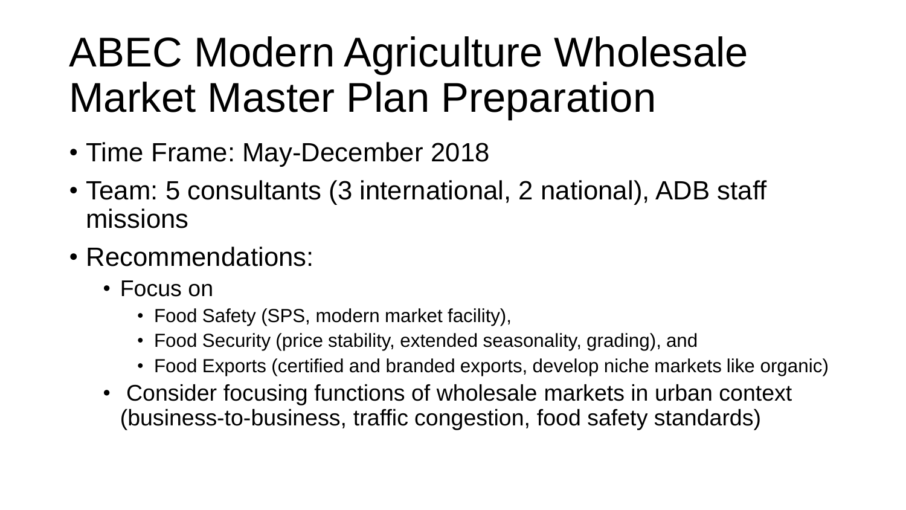# ABEC Modern Agriculture Wholesale Market Master Plan Preparation

- Time Frame: May-December 2018
- Team: 5 consultants (3 international, 2 national), ADB staff missions
- Recommendations:
  - Focus on
    - Food Safety (SPS, modern market facility),
    - Food Security (price stability, extended seasonality, grading), and
    - Food Exports (certified and branded exports, develop niche markets like organic)
  - Consider focusing functions of wholesale markets in urban context (business-to-business, traffic congestion, food safety standards)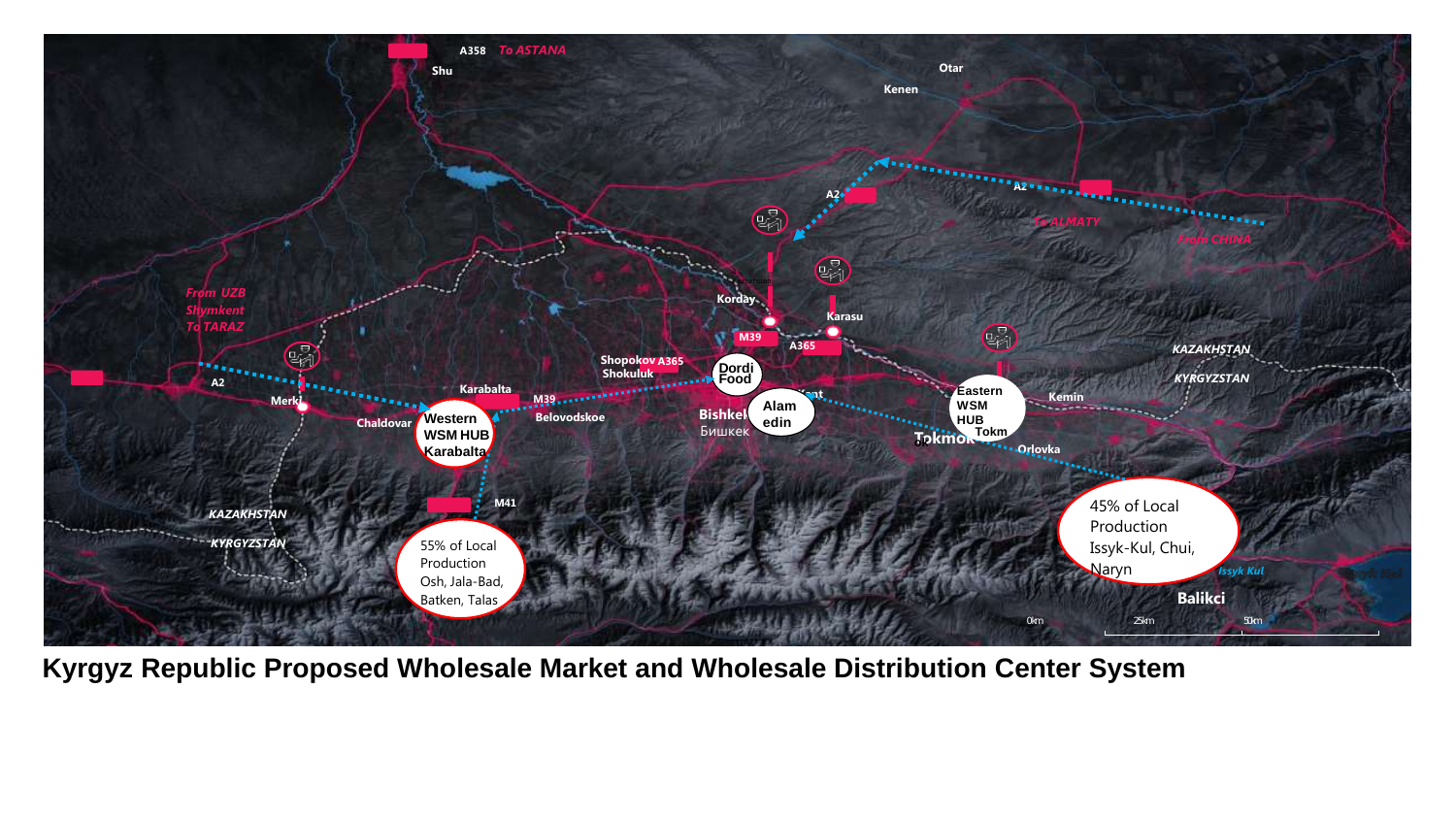Western WSM HUB Karabalta

Eastern WSM HUB Tokmok

Dordi Food

Alamedin

55% of Local Production Osh, Jala-Bad, Batken, Talas

45% of Local Production Issyk-Kul, Chui, Naryn

**Kyrgyz Republic Proposed Wholesale Market and Wholesale Distribution Center System**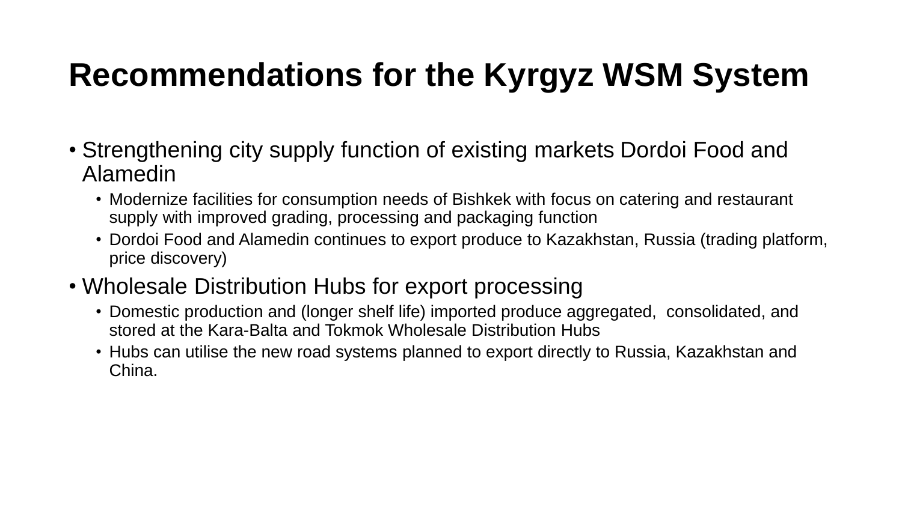# Recommendations for the Kyrgyz WSM System

- Strengthening city supply function of existing markets Dordoi Food and Alamedin
  - Modernize facilities for consumption needs of Bishkek with focus on catering and restaurant supply with improved grading, processing and packaging function
  - Dordoi Food and Alamedin continues to export produce to Kazakhstan, Russia (trading platform, price discovery)
- Wholesale Distribution Hubs for export processing
  - Domestic production and (longer shelf life) imported produce aggregated, consolidated, and stored at the Kara-Balta and Tokmok Wholesale Distribution Hubs
  - Hubs can utilise the new road systems planned to export directly to Russia, Kazakhstan and China.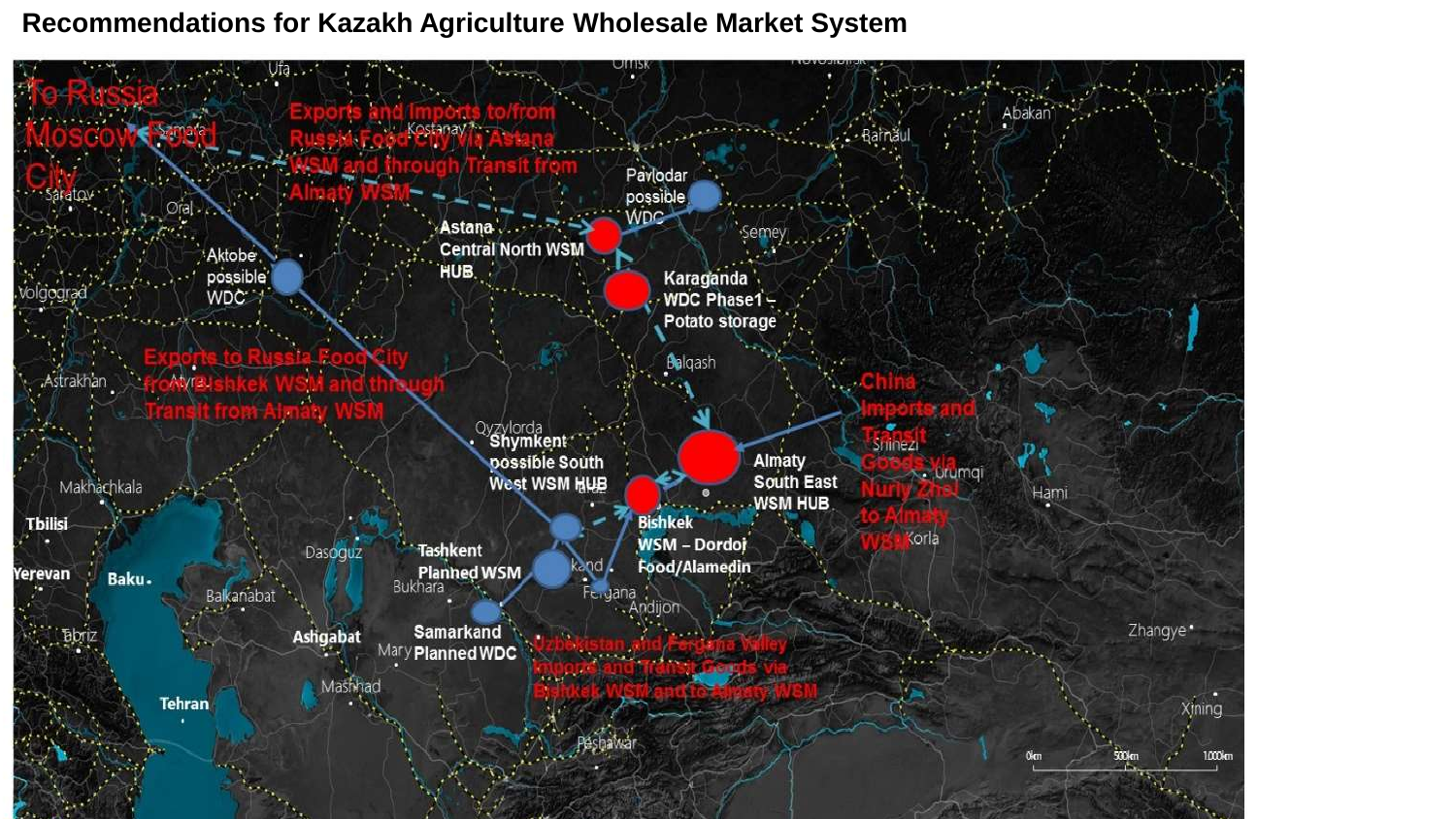# Recommendations for Kazakh Agriculture Wholesale Market System

To Russia Moscow Food City

Exports and Imports to/from Russia Food City via Astana WSM and through Transit from Almaty WSM

Astana Central North WSM HUB

Pavlodar possible WDC

Karaganda WDC Phase1 – Potato storage

Aktobe possible WDC

Exports to Russia Food City from Bishkek WSM and through Transit from Almaty WSM

Shymkent possible South West WSM HUB

Almaty South East WSM HUB

Bishkek WSM – Dordoi Food/Alamedin

China Imports and Transit Goods via Nurly Zhol to Almaty WSM

Tashkent Planned WSM

Samarkand Planned WDC

Uzbekistan and Fergana Valley Imports and Transit Goods via Bishkek WSM and to Almaty WSM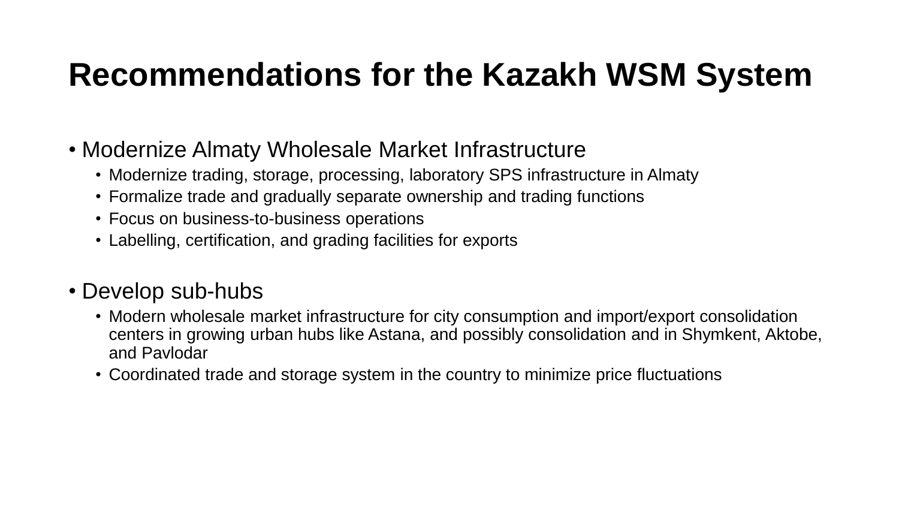# Recommendations for the Kazakh WSM System

- Modernize Almaty Wholesale Market Infrastructure
  - Modernize trading, storage, processing, laboratory SPS infrastructure in Almaty
  - Formalize trade and gradually separate ownership and trading functions
  - Focus on business-to-business operations
  - Labelling, certification, and grading facilities for exports

- Develop sub-hubs
  - Modern wholesale market infrastructure for city consumption and import/export consolidation centers in growing urban hubs like Astana, and possibly consolidation and in Shymkent, Aktobe, and Pavlodar
  - Coordinated trade and storage system in the country to minimize price fluctuations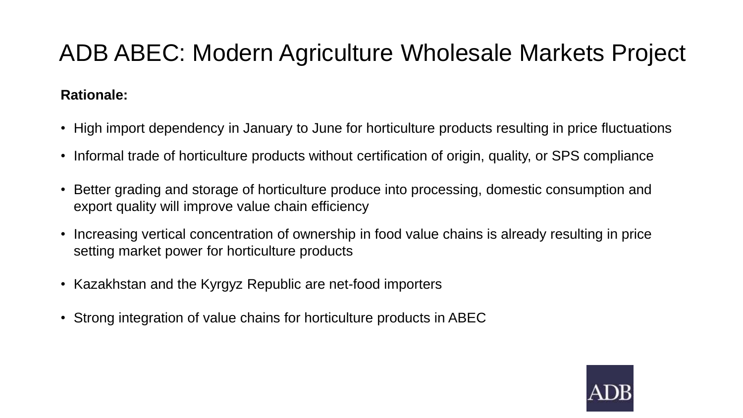# ADB ABEC: Modern Agriculture Wholesale Markets Project

**Rationale:**

- High import dependency in January to June for horticulture products resulting in price fluctuations
- Informal trade of horticulture products without certification of origin, quality, or SPS compliance
- Better grading and storage of horticulture produce into processing, domestic consumption and export quality will improve value chain efficiency
- Increasing vertical concentration of ownership in food value chains is already resulting in price setting market power for horticulture products
- Kazakhstan and the Kyrgyz Republic are net-food importers
- Strong integration of value chains for horticulture products in ABEC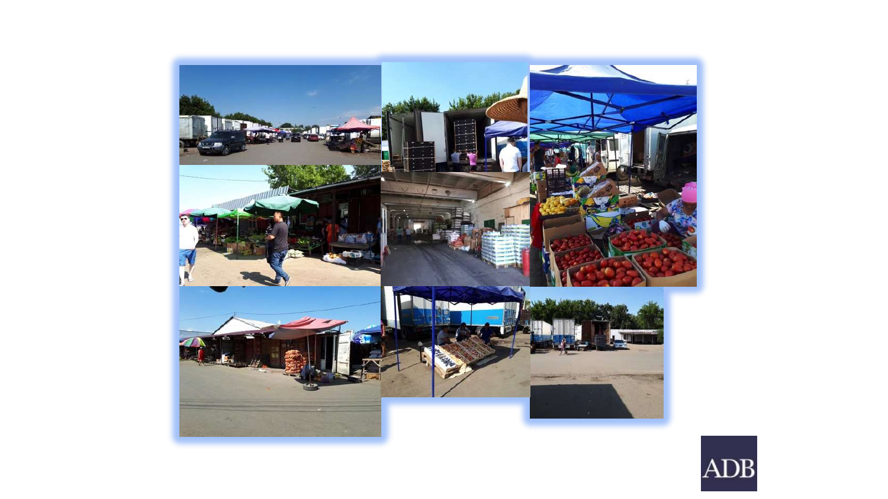ADB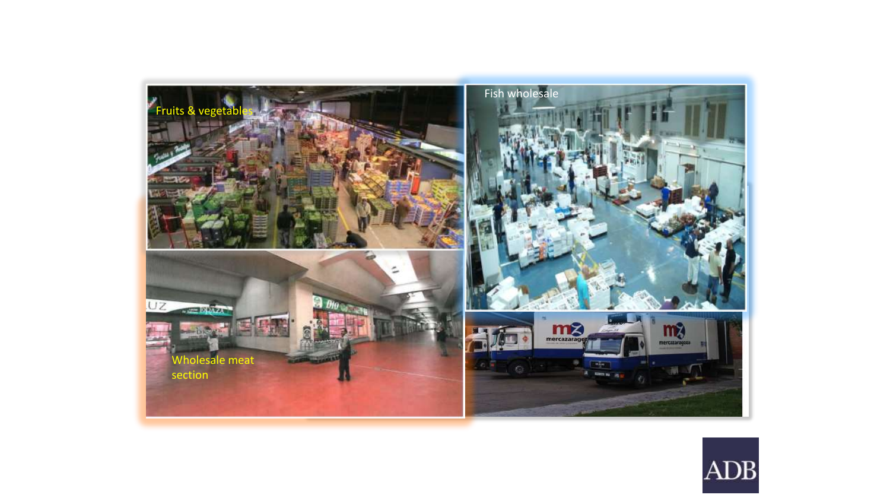Fruits & vegetables

Fish wholesale

Wholesale meat section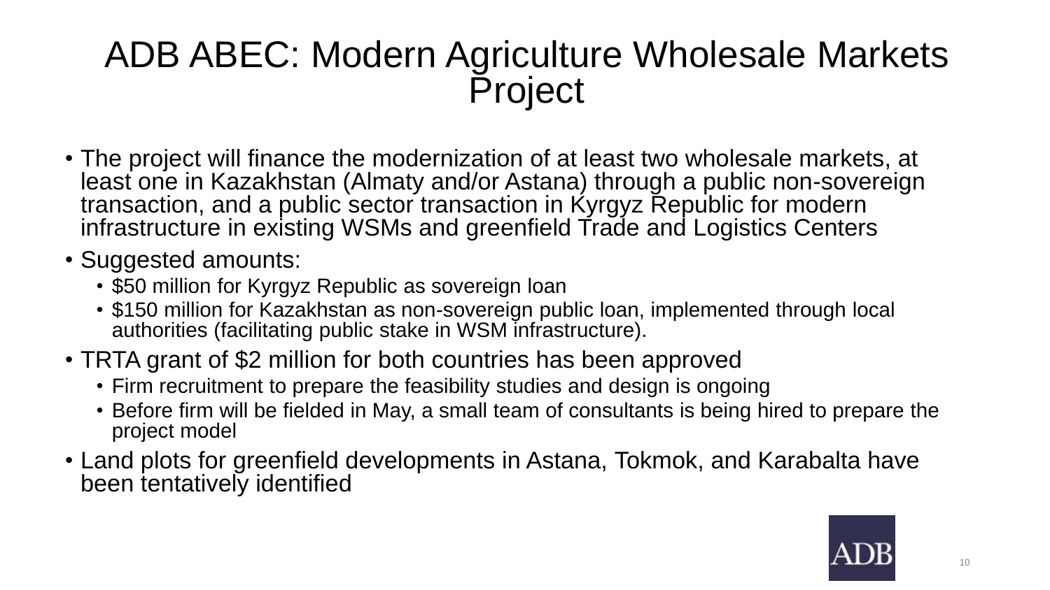# ADB ABEC: Modern Agriculture Wholesale Markets Project

- The project will finance the modernization of at least two wholesale markets, at least one in Kazakhstan (Almaty and/or Astana) through a public non-sovereign transaction, and a public sector transaction in Kyrgyz Republic for modern infrastructure in existing WSMs and greenfield Trade and Logistics Centers
- Suggested amounts:
  - $50 million for Kyrgyz Republic as sovereign loan
  - $150 million for Kazakhstan as non-sovereign public loan, implemented through local authorities (facilitating public stake in WSM infrastructure).
- TRTA grant of $2 million for both countries has been approved
  - Firm recruitment to prepare the feasibility studies and design is ongoing
  - Before firm will be fielded in May, a small team of consultants is being hired to prepare the project model
- Land plots for greenfield developments in Astana, Tokmok, and Karabalta have been tentatively identified

ADB